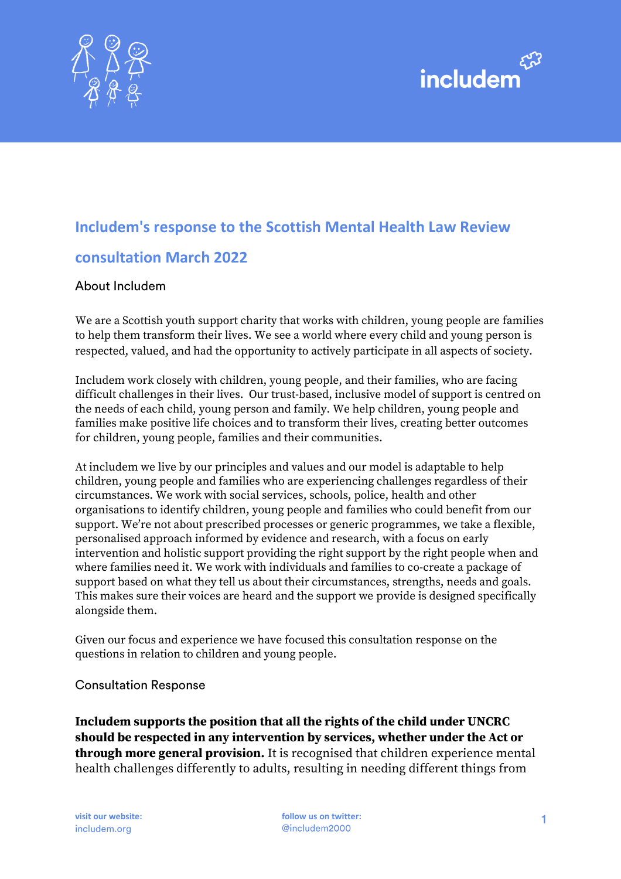# Includem's response to the Scottish Mental Health Law Review consultation March 2022

## About Includem

We are a Scottish youth support charity that works with children, young people are families to help them transform their lives. We see a world where every child and young person is respected, valued, and had the opportunity to actively participate in all aspects of society.

Includem work closely with children, young people, and their families, who are facing difficult challenges in their lives. Our trust-based, inclusive model of support is centred on the needs of each child, young person and family. We help children, young people and families make positive life choices and to transform their lives, creating better outcomes for children, young people, families and their communities.

At includem we live by our principles and values and our model is adaptable to help children, young people and families who are experiencing challenges regardless of their circumstances. We work with social services, schools, police, health and other organisations to identify children, young people and families who could benefit from our support. We're not about prescribed processes or generic programmes, we take a flexible, personalised approach informed by evidence and research, with a focus on early intervention and holistic support providing the right support by the right people when and where families need it. We work with individuals and families to co-create a package of support based on what they tell us about their circumstances, strengths, needs and goals. This makes sure their voices are heard and the support we provide is designed specifically alongside them.

Given our focus and experience we have focused this consultation response on the questions in relation to children and young people.

## Consultation Response

**Includem supports the position that all the rights of the child under UNCRC should be respected in any intervention by services, whether under the Act or through more general provision.** It is recognised that children experience mental health challenges differently to adults, resulting in needing different things from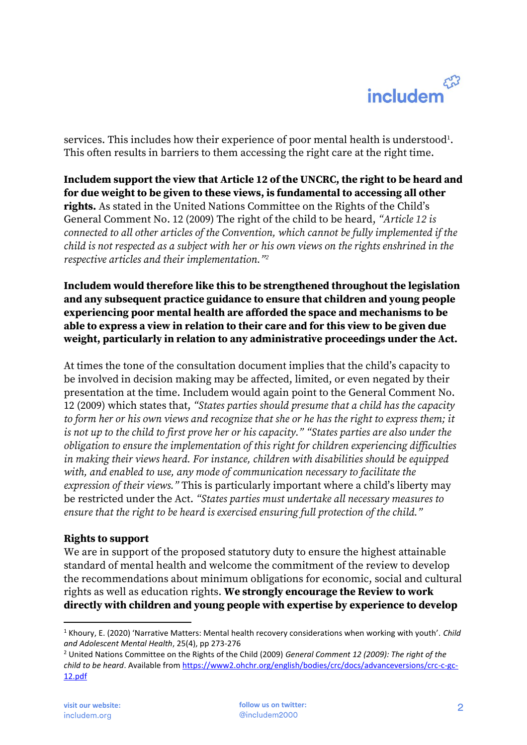services. This includes how their experience of poor mental health is understood[1]. This often results in barriers to them accessing the right care at the right time.

**Includem support the view that Article 12 of the UNCRC, the right to be heard and for due weight to be given to these views, is fundamental to accessing all other rights.** As stated in the United Nations Committee on the Rights of the Child's General Comment No. 12 (2009) The right of the child to be heard, *"Article 12 is connected to all other articles of the Convention, which cannot be fully implemented if the child is not respected as a subject with her or his own views on the rights enshrined in the respective articles and their implementation."*[2]

**Includem would therefore like this to be strengthened throughout the legislation and any subsequent practice guidance to ensure that children and young people experiencing poor mental health are afforded the space and mechanisms to be able to express a view in relation to their care and for this view to be given due weight, particularly in relation to any administrative proceedings under the Act.**

At times the tone of the consultation document implies that the child's capacity to be involved in decision making may be affected, limited, or even negated by their presentation at the time. Includem would again point to the General Comment No. 12 (2009) which states that, *"States parties should presume that a child has the capacity to form her or his own views and recognize that she or he has the right to express them; it is not up to the child to first prove her or his capacity." "States parties are also under the obligation to ensure the implementation of this right for children experiencing difficulties in making their views heard. For instance, children with disabilities should be equipped with, and enabled to use, any mode of communication necessary to facilitate the expression of their views."* This is particularly important where a child's liberty may be restricted under the Act. *"States parties must undertake all necessary measures to ensure that the right to be heard is exercised ensuring full protection of the child."*

**Rights to support**

We are in support of the proposed statutory duty to ensure the highest attainable standard of mental health and welcome the commitment of the review to develop the recommendations about minimum obligations for economic, social and cultural rights as well as education rights. **We strongly encourage the Review to work directly with children and young people with expertise by experience to develop**

---

[1] Khoury, E. (2020) 'Narrative Matters: Mental health recovery considerations when working with youth'. *Child and Adolescent Mental Health*, 25(4), pp 273-276

[2] United Nations Committee on the Rights of the Child (2009) *General Comment 12 (2009): The right of the child to be heard*. Available from https://www2.ohchr.org/english/bodies/crc/docs/advanceversions/crc-c-gc-12.pdf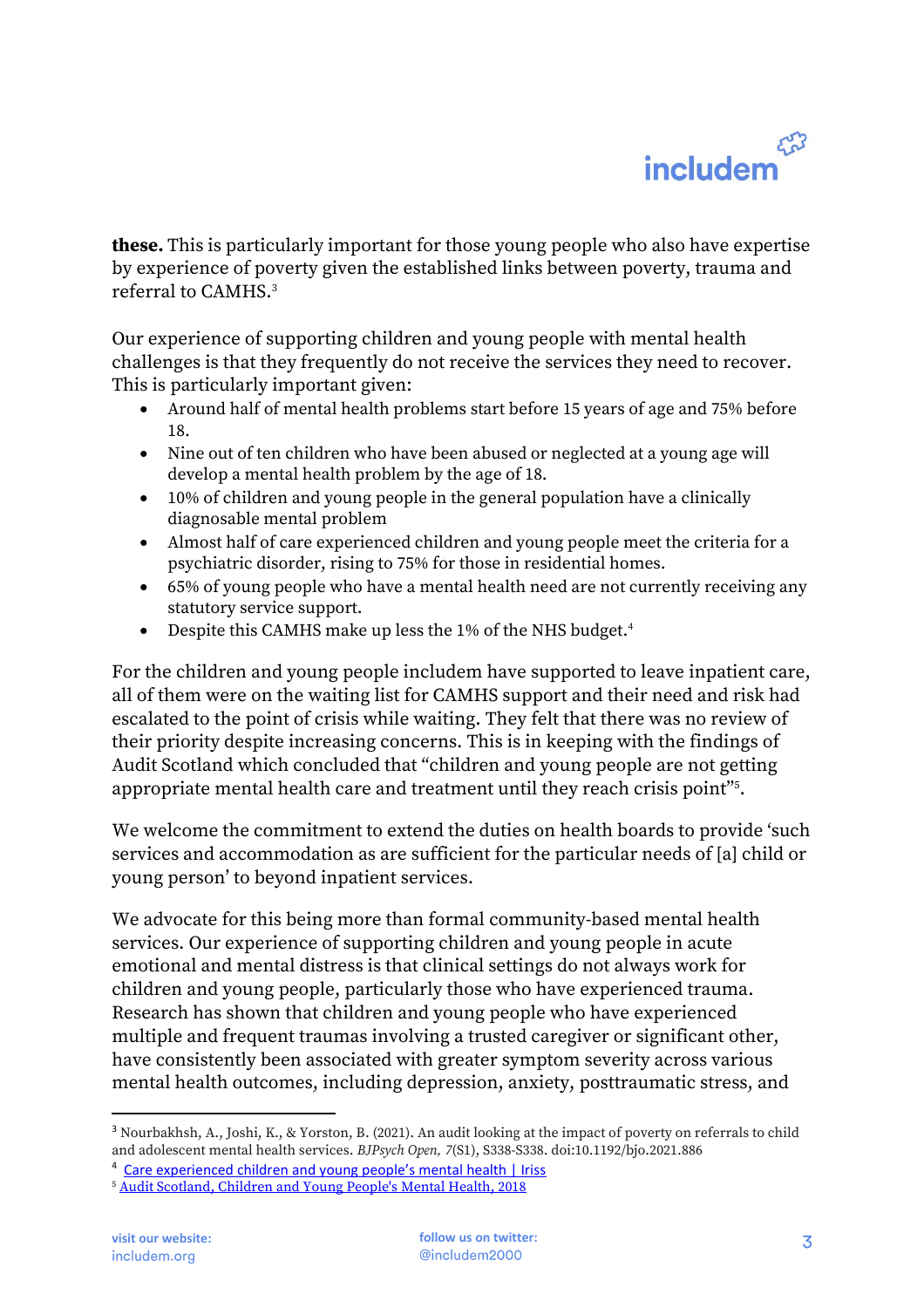**these.** This is particularly important for those young people who also have expertise by experience of poverty given the established links between poverty, trauma and referral to CAMHS.[3]

Our experience of supporting children and young people with mental health challenges is that they frequently do not receive the services they need to recover. This is particularly important given:

- Around half of mental health problems start before 15 years of age and 75% before 18.
- Nine out of ten children who have been abused or neglected at a young age will develop a mental health problem by the age of 18.
- 10% of children and young people in the general population have a clinically diagnosable mental problem
- Almost half of care experienced children and young people meet the criteria for a psychiatric disorder, rising to 75% for those in residential homes.
- 65% of young people who have a mental health need are not currently receiving any statutory service support.
- Despite this CAMHS make up less the 1% of the NHS budget.[4]

For the children and young people includem have supported to leave inpatient care, all of them were on the waiting list for CAMHS support and their need and risk had escalated to the point of crisis while waiting. They felt that there was no review of their priority despite increasing concerns. This is in keeping with the findings of Audit Scotland which concluded that "children and young people are not getting appropriate mental health care and treatment until they reach crisis point"[5].

We welcome the commitment to extend the duties on health boards to provide 'such services and accommodation as are sufficient for the particular needs of [a] child or young person' to beyond inpatient services.

We advocate for this being more than formal community-based mental health services. Our experience of supporting children and young people in acute emotional and mental distress is that clinical settings do not always work for children and young people, particularly those who have experienced trauma. Research has shown that children and young people who have experienced multiple and frequent traumas involving a trusted caregiver or significant other, have consistently been associated with greater symptom severity across various mental health outcomes, including depression, anxiety, posttraumatic stress, and

---

[3] Nourbakhsh, A., Joshi, K., & Yorston, B. (2021). An audit looking at the impact of poverty on referrals to child and adolescent mental health services. *BJPsych Open, 7*(S1), S338-S338. doi:10.1192/bjo.2021.886

[4] Care experienced children and young people's mental health | Iriss

[5] Audit Scotland, Children and Young People's Mental Health, 2018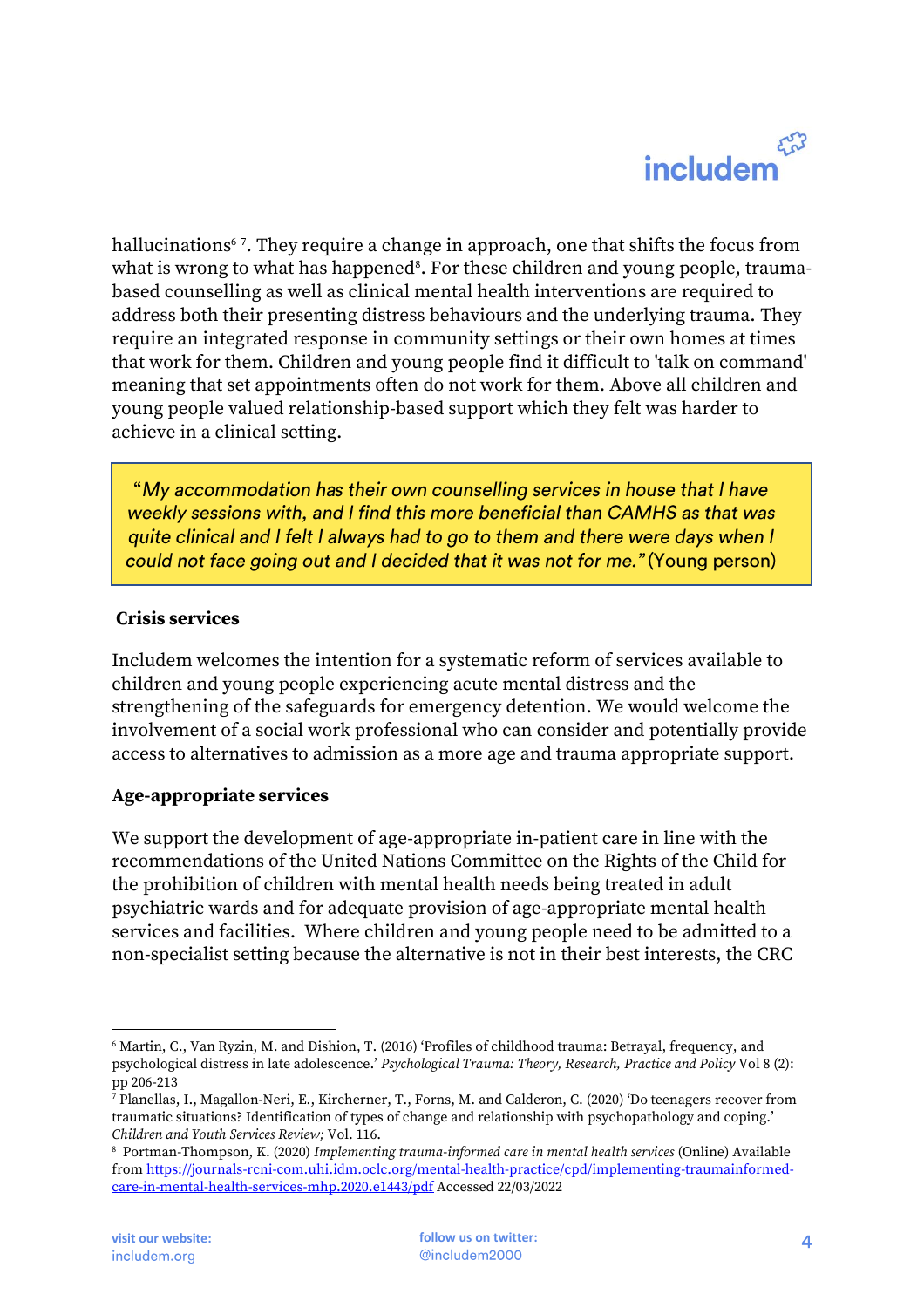hallucinations[6] [7]. They require a change in approach, one that shifts the focus from what is wrong to what has happened[8]. For these children and young people, trauma-based counselling as well as clinical mental health interventions are required to address both their presenting distress behaviours and the underlying trauma. They require an integrated response in community settings or their own homes at times that work for them. Children and young people find it difficult to 'talk on command' meaning that set appointments often do not work for them. Above all children and young people valued relationship-based support which they felt was harder to achieve in a clinical setting.

> *"My accommodation has their own counselling services in house that I have weekly sessions with, and I find this more beneficial than CAMHS as that was quite clinical and I felt I always had to go to them and there were days when I could not face going out and I decided that it was not for me."* (Young person)

**Crisis services**

Includem welcomes the intention for a systematic reform of services available to children and young people experiencing acute mental distress and the strengthening of the safeguards for emergency detention. We would welcome the involvement of a social work professional who can consider and potentially provide access to alternatives to admission as a more age and trauma appropriate support.

**Age-appropriate services**

We support the development of age-appropriate in-patient care in line with the recommendations of the United Nations Committee on the Rights of the Child for the prohibition of children with mental health needs being treated in adult psychiatric wards and for adequate provision of age-appropriate mental health services and facilities. Where children and young people need to be admitted to a non-specialist setting because the alternative is not in their best interests, the CRC

---

[6] Martin, C., Van Ryzin, M. and Dishion, T. (2016) 'Profiles of childhood trauma: Betrayal, frequency, and psychological distress in late adolescence.' *Psychological Trauma: Theory, Research, Practice and Policy* Vol 8 (2): pp 206-213

[7] Planellas, I., Magallon-Neri, E., Kircherner, T., Forns, M. and Calderon, C. (2020) 'Do teenagers recover from traumatic situations? Identification of types of change and relationship with psychopathology and coping.' *Children and Youth Services Review;* Vol. 116.

[8] Portman-Thompson, K. (2020) *Implementing trauma-informed care in mental health services* (Online) Available from https://journals-rcni-com.uhi.idm.oclc.org/mental-health-practice/cpd/implementing-traumainformed-care-in-mental-health-services-mhp.2020.e1443/pdf Accessed 22/03/2022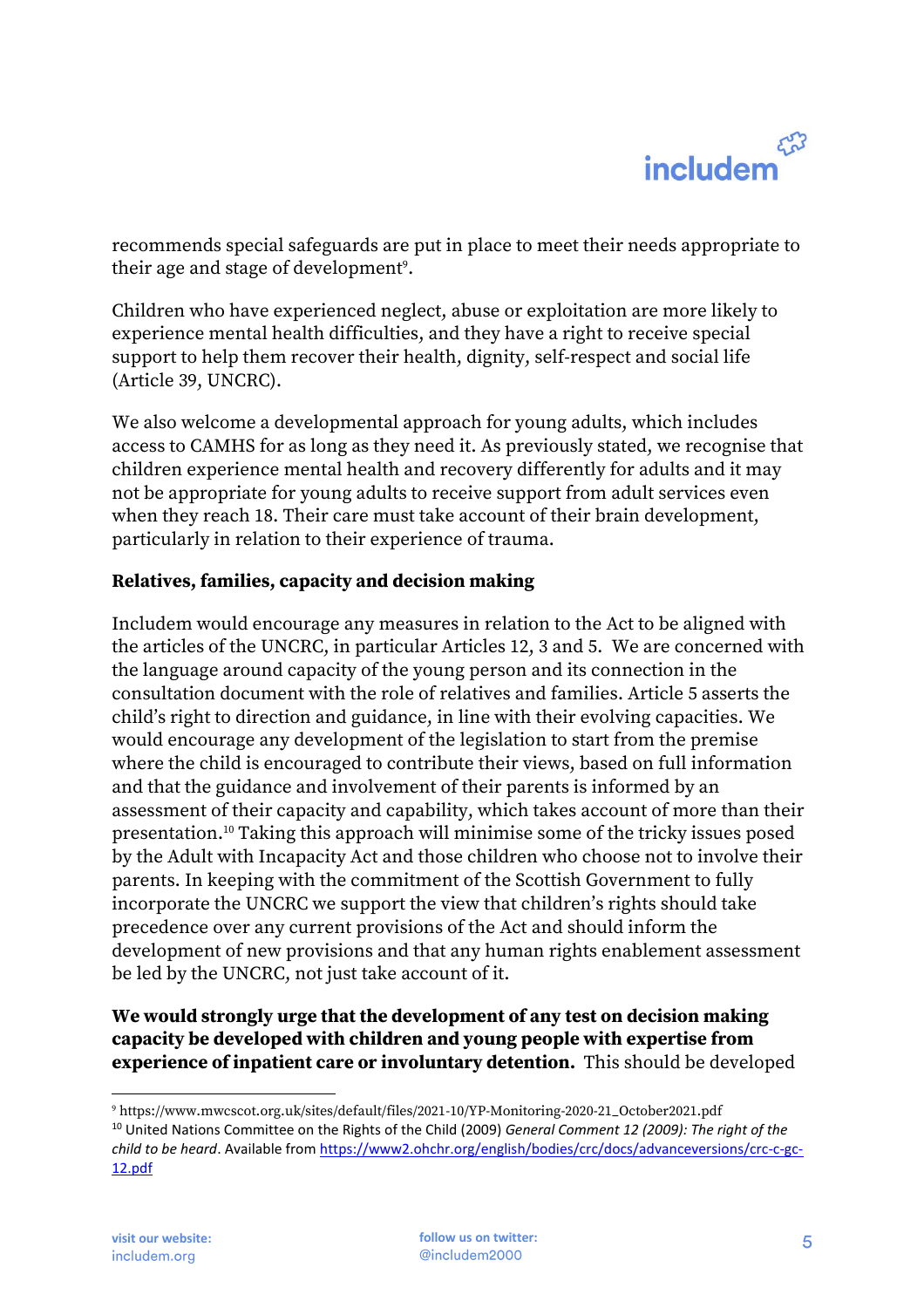recommends special safeguards are put in place to meet their needs appropriate to their age and stage of development[9].

Children who have experienced neglect, abuse or exploitation are more likely to experience mental health difficulties, and they have a right to receive special support to help them recover their health, dignity, self-respect and social life (Article 39, UNCRC).

We also welcome a developmental approach for young adults, which includes access to CAMHS for as long as they need it. As previously stated, we recognise that children experience mental health and recovery differently for adults and it may not be appropriate for young adults to receive support from adult services even when they reach 18. Their care must take account of their brain development, particularly in relation to their experience of trauma.

**Relatives, families, capacity and decision making**

Includem would encourage any measures in relation to the Act to be aligned with the articles of the UNCRC, in particular Articles 12, 3 and 5. We are concerned with the language around capacity of the young person and its connection in the consultation document with the role of relatives and families. Article 5 asserts the child's right to direction and guidance, in line with their evolving capacities. We would encourage any development of the legislation to start from the premise where the child is encouraged to contribute their views, based on full information and that the guidance and involvement of their parents is informed by an assessment of their capacity and capability, which takes account of more than their presentation.[10] Taking this approach will minimise some of the tricky issues posed by the Adult with Incapacity Act and those children who choose not to involve their parents. In keeping with the commitment of the Scottish Government to fully incorporate the UNCRC we support the view that children's rights should take precedence over any current provisions of the Act and should inform the development of new provisions and that any human rights enablement assessment be led by the UNCRC, not just take account of it.

**We would strongly urge that the development of any test on decision making capacity be developed with children and young people with expertise from experience of inpatient care or involuntary detention.** This should be developed

---

[9] https://www.mwcscot.org.uk/sites/default/files/2021-10/YP-Monitoring-2020-21_October2021.pdf

[10] United Nations Committee on the Rights of the Child (2009) *General Comment 12 (2009): The right of the child to be heard*. Available from https://www2.ohchr.org/english/bodies/crc/docs/advanceversions/crc-c-gc-12.pdf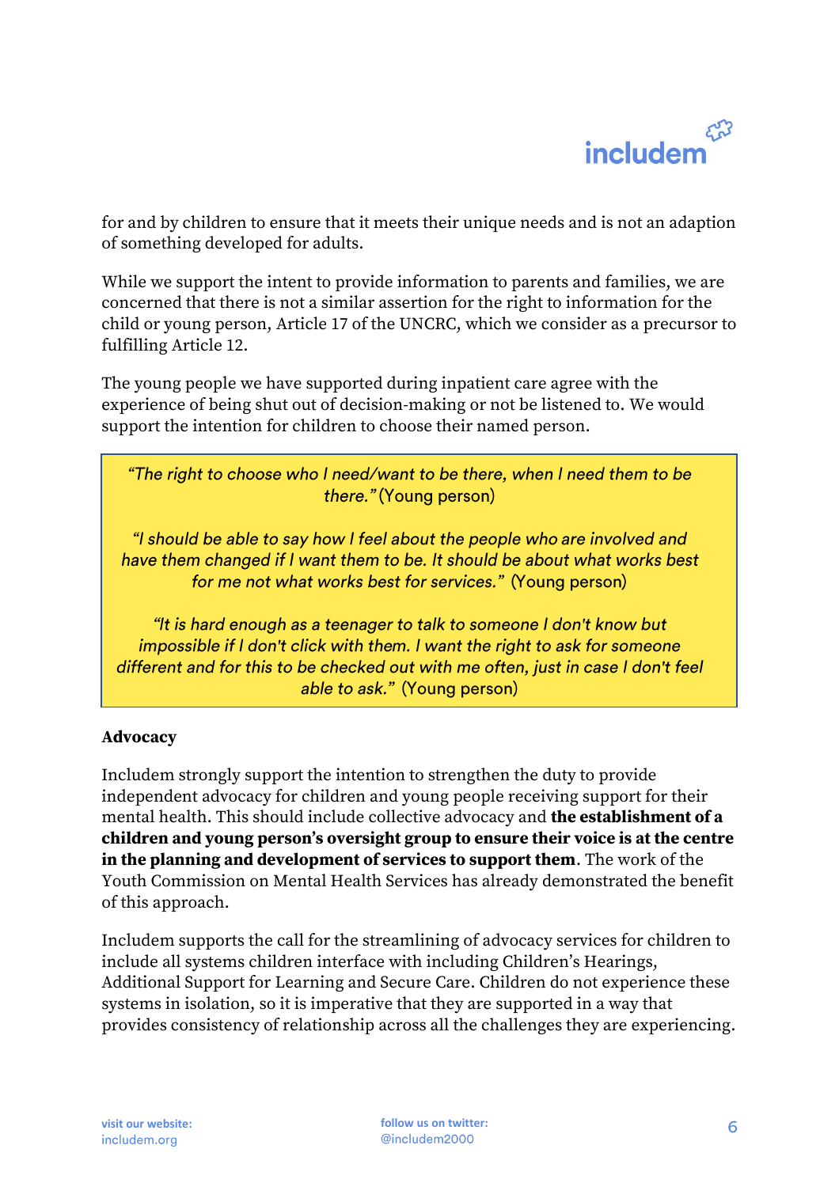for and by children to ensure that it meets their unique needs and is not an adaption of something developed for adults.

While we support the intent to provide information to parents and families, we are concerned that there is not a similar assertion for the right to information for the child or young person, Article 17 of the UNCRC, which we consider as a precursor to fulfilling Article 12.

The young people we have supported during inpatient care agree with the experience of being shut out of decision-making or not be listened to. We would support the intention for children to choose their named person.

> *"The right to choose who I need/want to be there, when I need them to be there."* (Young person)
>
> *"I should be able to say how I feel about the people who are involved and have them changed if I want them to be. It should be about what works best for me not what works best for services."* (Young person)
>
> *"It is hard enough as a teenager to talk to someone I don't know but impossible if I don't click with them. I want the right to ask for someone different and for this to be checked out with me often, just in case I don't feel able to ask."* (Young person)

**Advocacy**

Includem strongly support the intention to strengthen the duty to provide independent advocacy for children and young people receiving support for their mental health. This should include collective advocacy and **the establishment of a children and young person's oversight group to ensure their voice is at the centre in the planning and development of services to support them**. The work of the Youth Commission on Mental Health Services has already demonstrated the benefit of this approach.

Includem supports the call for the streamlining of advocacy services for children to include all systems children interface with including Children's Hearings, Additional Support for Learning and Secure Care. Children do not experience these systems in isolation, so it is imperative that they are supported in a way that provides consistency of relationship across all the challenges they are experiencing.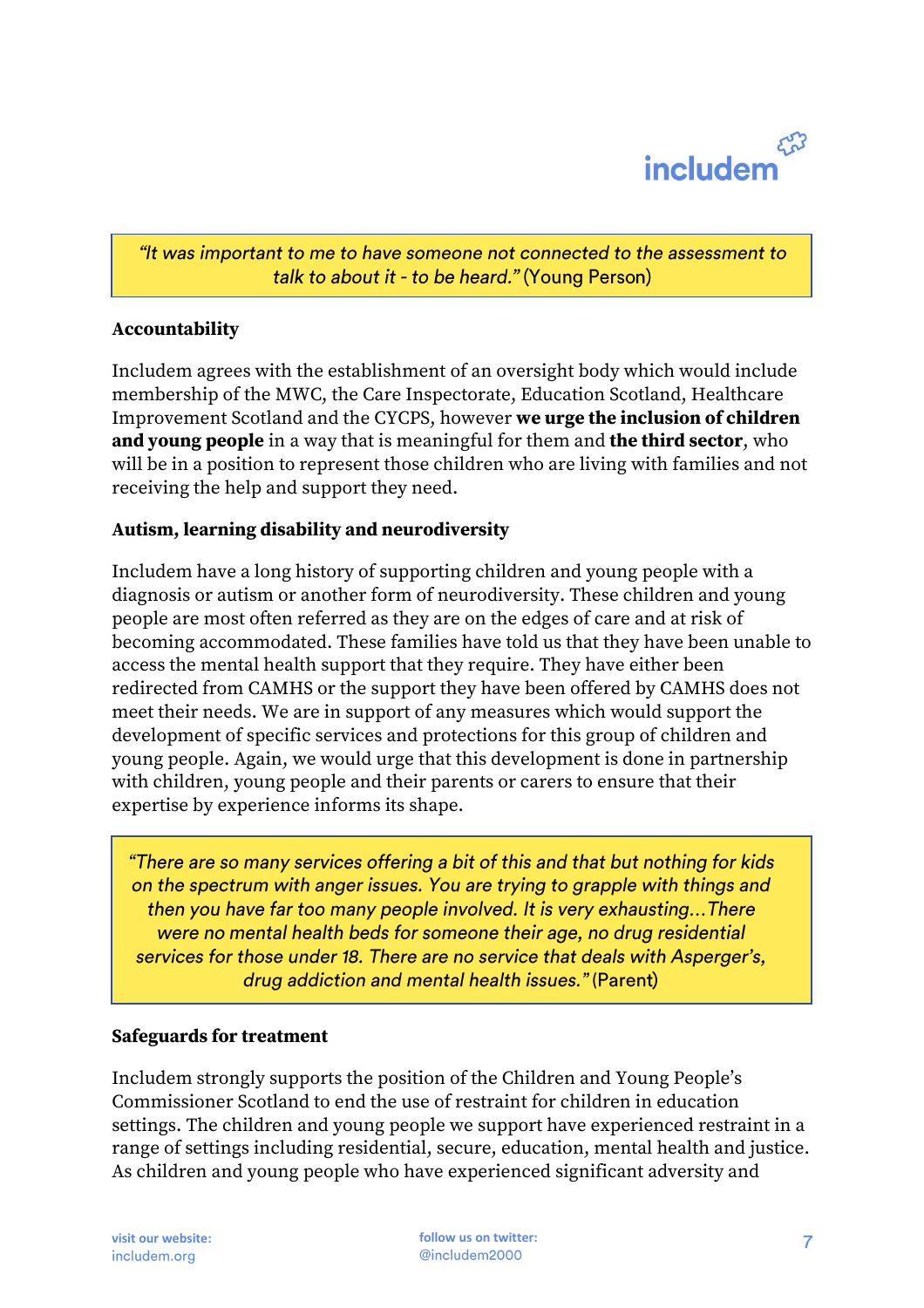> *"It was important to me to have someone not connected to the assessment to talk to about it - to be heard."* (Young Person)

**Accountability**

Includem agrees with the establishment of an oversight body which would include membership of the MWC, the Care Inspectorate, Education Scotland, Healthcare Improvement Scotland and the CYCPS, however **we urge the inclusion of children and young people** in a way that is meaningful for them and **the third sector**, who will be in a position to represent those children who are living with families and not receiving the help and support they need.

**Autism, learning disability and neurodiversity**

Includem have a long history of supporting children and young people with a diagnosis or autism or another form of neurodiversity. These children and young people are most often referred as they are on the edges of care and at risk of becoming accommodated. These families have told us that they have been unable to access the mental health support that they require. They have either been redirected from CAMHS or the support they have been offered by CAMHS does not meet their needs. We are in support of any measures which would support the development of specific services and protections for this group of children and young people. Again, we would urge that this development is done in partnership with children, young people and their parents or carers to ensure that their expertise by experience informs its shape.

> *"There are so many services offering a bit of this and that but nothing for kids on the spectrum with anger issues. You are trying to grapple with things and then you have far too many people involved. It is very exhausting…There were no mental health beds for someone their age, no drug residential services for those under 18. There are no service that deals with Asperger's, drug addiction and mental health issues."* (Parent)

**Safeguards for treatment**

Includem strongly supports the position of the Children and Young People's Commissioner Scotland to end the use of restraint for children in education settings. The children and young people we support have experienced restraint in a range of settings including residential, secure, education, mental health and justice. As children and young people who have experienced significant adversity and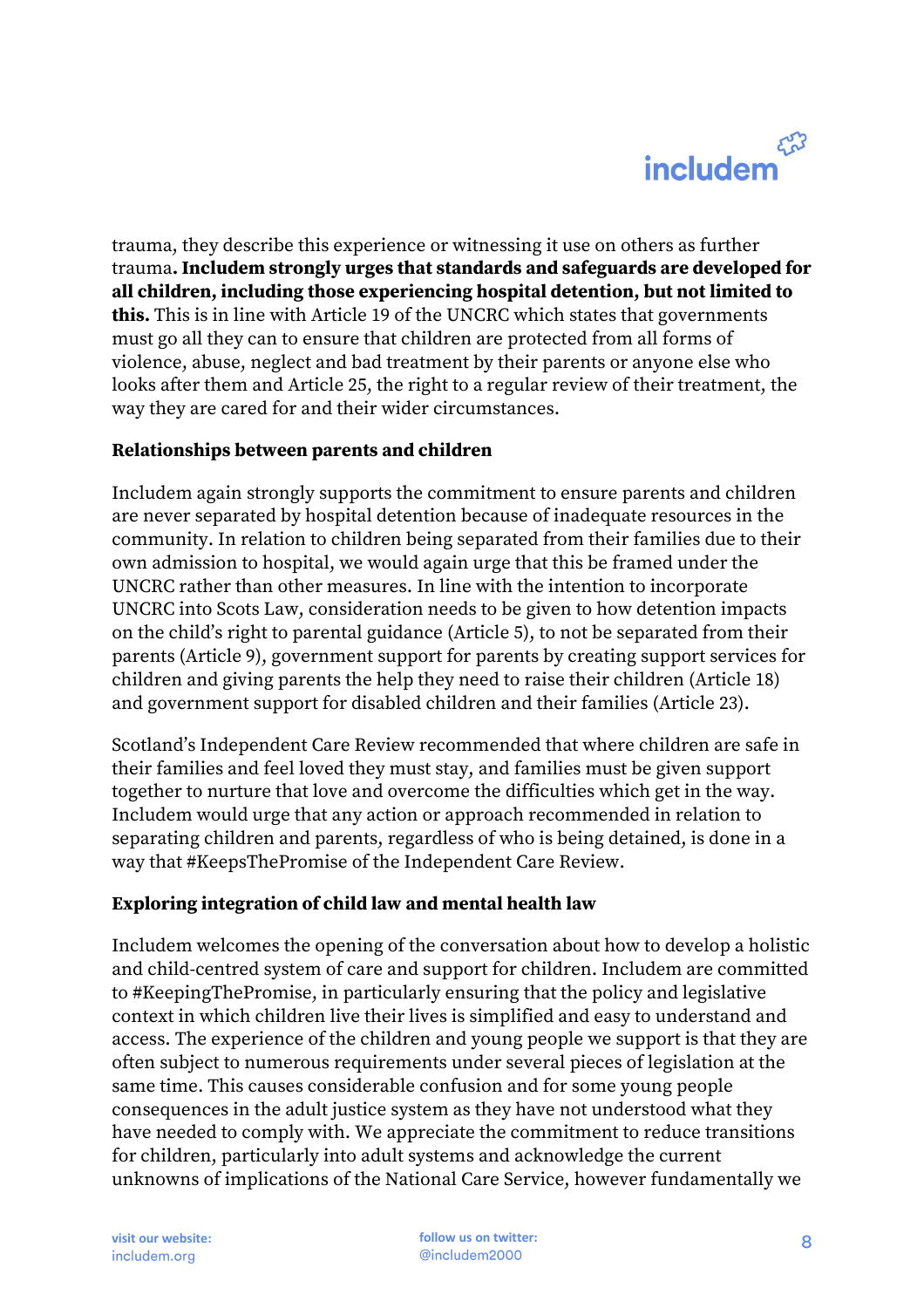trauma, they describe this experience or witnessing it use on others as further trauma**. Includem strongly urges that standards and safeguards are developed for all children, including those experiencing hospital detention, but not limited to this.** This is in line with Article 19 of the UNCRC which states that governments must go all they can to ensure that children are protected from all forms of violence, abuse, neglect and bad treatment by their parents or anyone else who looks after them and Article 25, the right to a regular review of their treatment, the way they are cared for and their wider circumstances.

**Relationships between parents and children**

Includem again strongly supports the commitment to ensure parents and children are never separated by hospital detention because of inadequate resources in the community. In relation to children being separated from their families due to their own admission to hospital, we would again urge that this be framed under the UNCRC rather than other measures. In line with the intention to incorporate UNCRC into Scots Law, consideration needs to be given to how detention impacts on the child's right to parental guidance (Article 5), to not be separated from their parents (Article 9), government support for parents by creating support services for children and giving parents the help they need to raise their children (Article 18) and government support for disabled children and their families (Article 23).

Scotland's Independent Care Review recommended that where children are safe in their families and feel loved they must stay, and families must be given support together to nurture that love and overcome the difficulties which get in the way. Includem would urge that any action or approach recommended in relation to separating children and parents, regardless of who is being detained, is done in a way that #KeepsThePromise of the Independent Care Review.

**Exploring integration of child law and mental health law**

Includem welcomes the opening of the conversation about how to develop a holistic and child-centred system of care and support for children. Includem are committed to #KeepingThePromise, in particularly ensuring that the policy and legislative context in which children live their lives is simplified and easy to understand and access. The experience of the children and young people we support is that they are often subject to numerous requirements under several pieces of legislation at the same time. This causes considerable confusion and for some young people consequences in the adult justice system as they have not understood what they have needed to comply with. We appreciate the commitment to reduce transitions for children, particularly into adult systems and acknowledge the current unknowns of implications of the National Care Service, however fundamentally we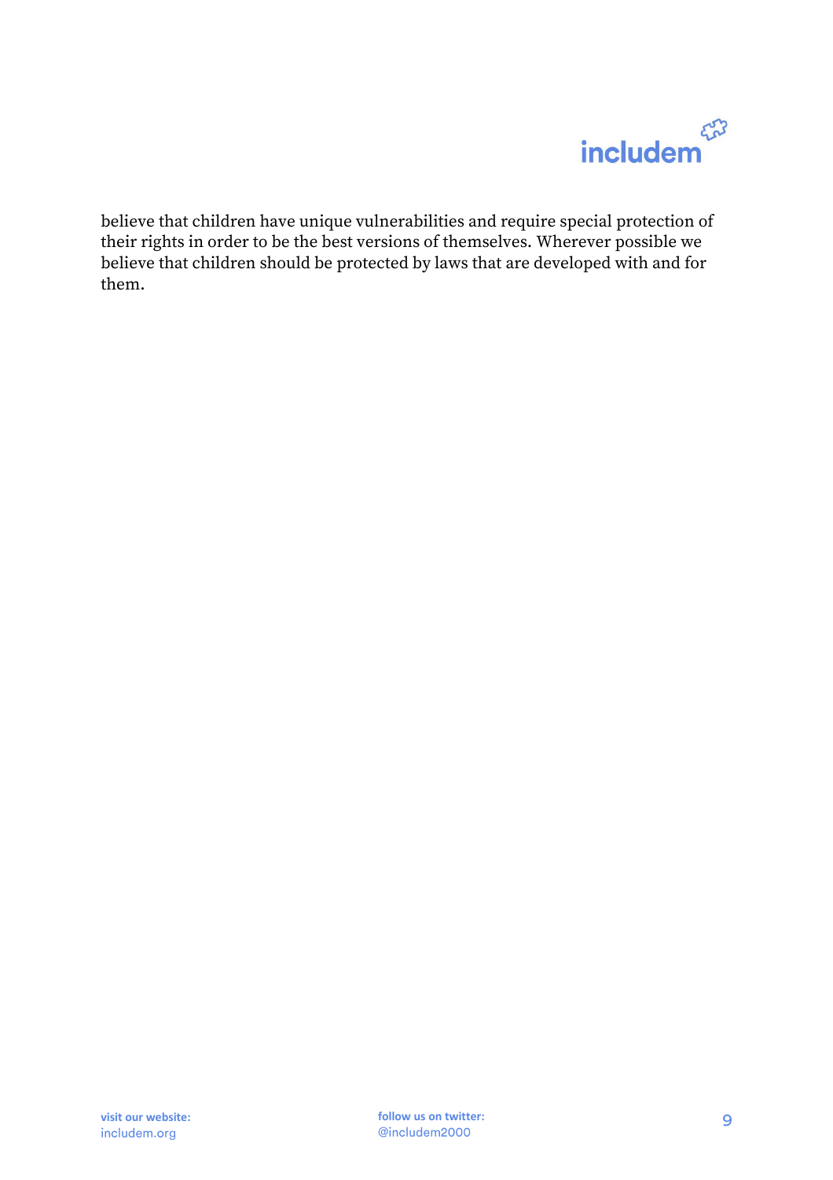believe that children have unique vulnerabilities and require special protection of their rights in order to be the best versions of themselves. Wherever possible we believe that children should be protected by laws that are developed with and for them.